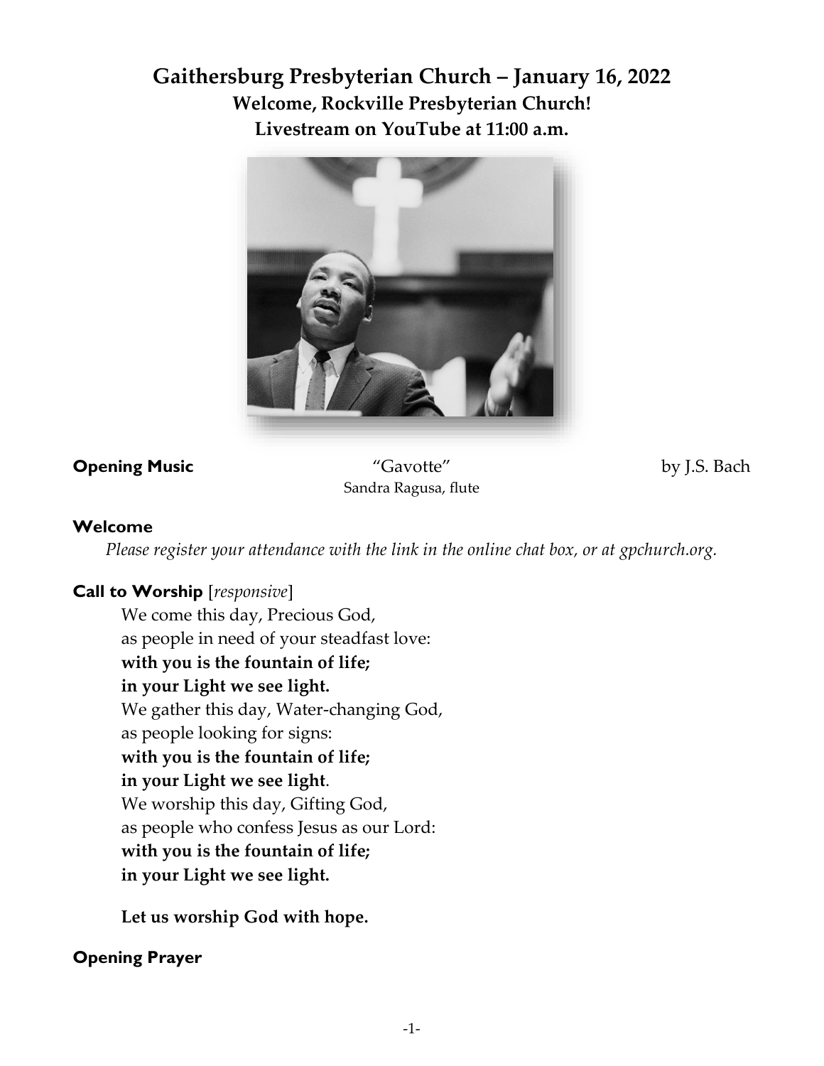# Gaithersburg Presbyterian Church – January 16, 2022

## Welcome, Rockville Presbyterian Church!

## Livestream on YouTube at 11:00 a.m.

**Opening Music** "Gavotte" by J.S. Bach
Sandra Ragusa, flute

**Welcome**

*Please register your attendance with the link in the online chat box, or at gpchurch.org.*

**Call to Worship** [*responsive*]

We come this day, Precious God,
as people in need of your steadfast love:
**with you is the fountain of life;**
**in your Light we see light.**
We gather this day, Water-changing God,
as people looking for signs:
**with you is the fountain of life;**
**in your Light we see light**.
We worship this day, Gifting God,
as people who confess Jesus as our Lord:
**with you is the fountain of life;**
**in your Light we see light.**

**Let us worship God with hope.**

**Opening Prayer**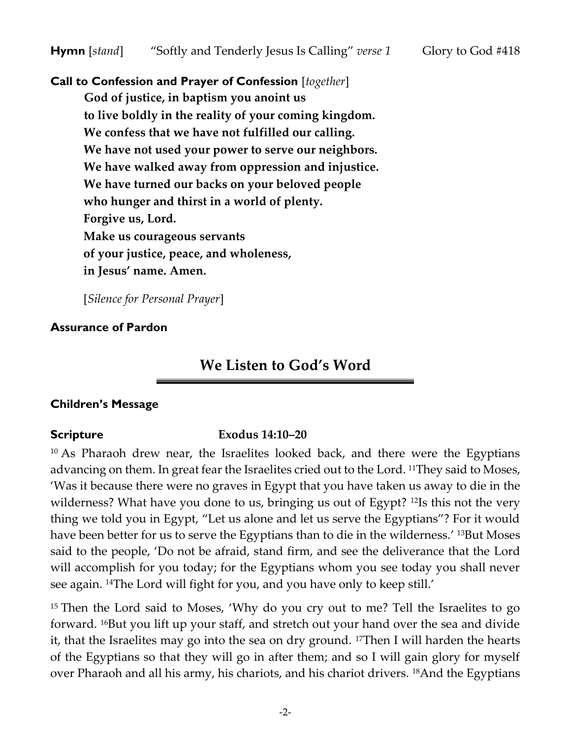**Hymn** [*stand*] "Softly and Tenderly Jesus Is Calling" *verse 1* Glory to God #418

**Call to Confession and Prayer of Confession** [*together*]

**God of justice, in baptism you anoint us**
**to live boldly in the reality of your coming kingdom.**
**We confess that we have not fulfilled our calling.**
**We have not used your power to serve our neighbors.**
**We have walked away from oppression and injustice.**
**We have turned our backs on your beloved people**
**who hunger and thirst in a world of plenty.**
**Forgive us, Lord.**
**Make us courageous servants**
**of your justice, peace, and wholeness,**
**in Jesus' name. Amen.**

[*Silence for Personal Prayer*]

**Assurance of Pardon**

## We Listen to God's Word

**Children's Message**

**Scripture** **Exodus 14:10–20**

[10] As Pharaoh drew near, the Israelites looked back, and there were the Egyptians advancing on them. In great fear the Israelites cried out to the Lord. [11]They said to Moses, 'Was it because there were no graves in Egypt that you have taken us away to die in the wilderness? What have you done to us, bringing us out of Egypt? [12]Is this not the very thing we told you in Egypt, "Let us alone and let us serve the Egyptians"? For it would have been better for us to serve the Egyptians than to die in the wilderness.' [13]But Moses said to the people, 'Do not be afraid, stand firm, and see the deliverance that the Lord will accomplish for you today; for the Egyptians whom you see today you shall never see again. [14]The Lord will fight for you, and you have only to keep still.'

[15] Then the Lord said to Moses, 'Why do you cry out to me? Tell the Israelites to go forward. [16]But you lift up your staff, and stretch out your hand over the sea and divide it, that the Israelites may go into the sea on dry ground. [17]Then I will harden the hearts of the Egyptians so that they will go in after them; and so I will gain glory for myself over Pharaoh and all his army, his chariots, and his chariot drivers. [18]And the Egyptians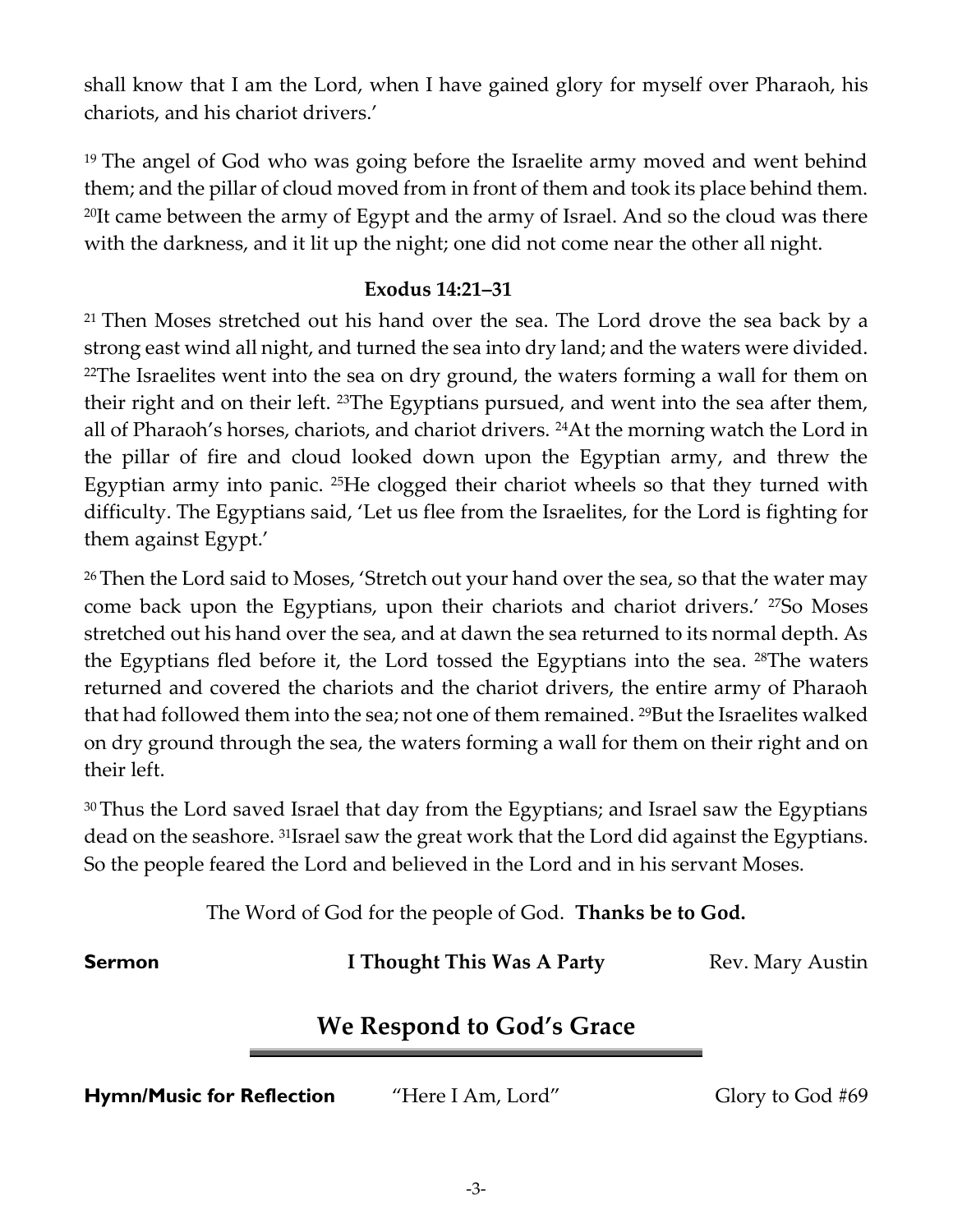shall know that I am the Lord, when I have gained glory for myself over Pharaoh, his chariots, and his chariot drivers.'

[19] The angel of God who was going before the Israelite army moved and went behind them; and the pillar of cloud moved from in front of them and took its place behind them. [20]It came between the army of Egypt and the army of Israel. And so the cloud was there with the darkness, and it lit up the night; one did not come near the other all night.

**Exodus 14:21–31**

[21] Then Moses stretched out his hand over the sea. The Lord drove the sea back by a strong east wind all night, and turned the sea into dry land; and the waters were divided. [22]The Israelites went into the sea on dry ground, the waters forming a wall for them on their right and on their left. [23]The Egyptians pursued, and went into the sea after them, all of Pharaoh's horses, chariots, and chariot drivers. [24]At the morning watch the Lord in the pillar of fire and cloud looked down upon the Egyptian army, and threw the Egyptian army into panic. [25]He clogged their chariot wheels so that they turned with difficulty. The Egyptians said, 'Let us flee from the Israelites, for the Lord is fighting for them against Egypt.'

[26] Then the Lord said to Moses, 'Stretch out your hand over the sea, so that the water may come back upon the Egyptians, upon their chariots and chariot drivers.' [27]So Moses stretched out his hand over the sea, and at dawn the sea returned to its normal depth. As the Egyptians fled before it, the Lord tossed the Egyptians into the sea. [28]The waters returned and covered the chariots and the chariot drivers, the entire army of Pharaoh that had followed them into the sea; not one of them remained. [29]But the Israelites walked on dry ground through the sea, the waters forming a wall for them on their right and on their left.

[30] Thus the Lord saved Israel that day from the Egyptians; and Israel saw the Egyptians dead on the seashore. [31]Israel saw the great work that the Lord did against the Egyptians. So the people feared the Lord and believed in the Lord and in his servant Moses.

The Word of God for the people of God. **Thanks be to God.**

**Sermon** **I Thought This Was A Party** Rev. Mary Austin

## We Respond to God's Grace

**Hymn/Music for Reflection** "Here I Am, Lord" Glory to God #69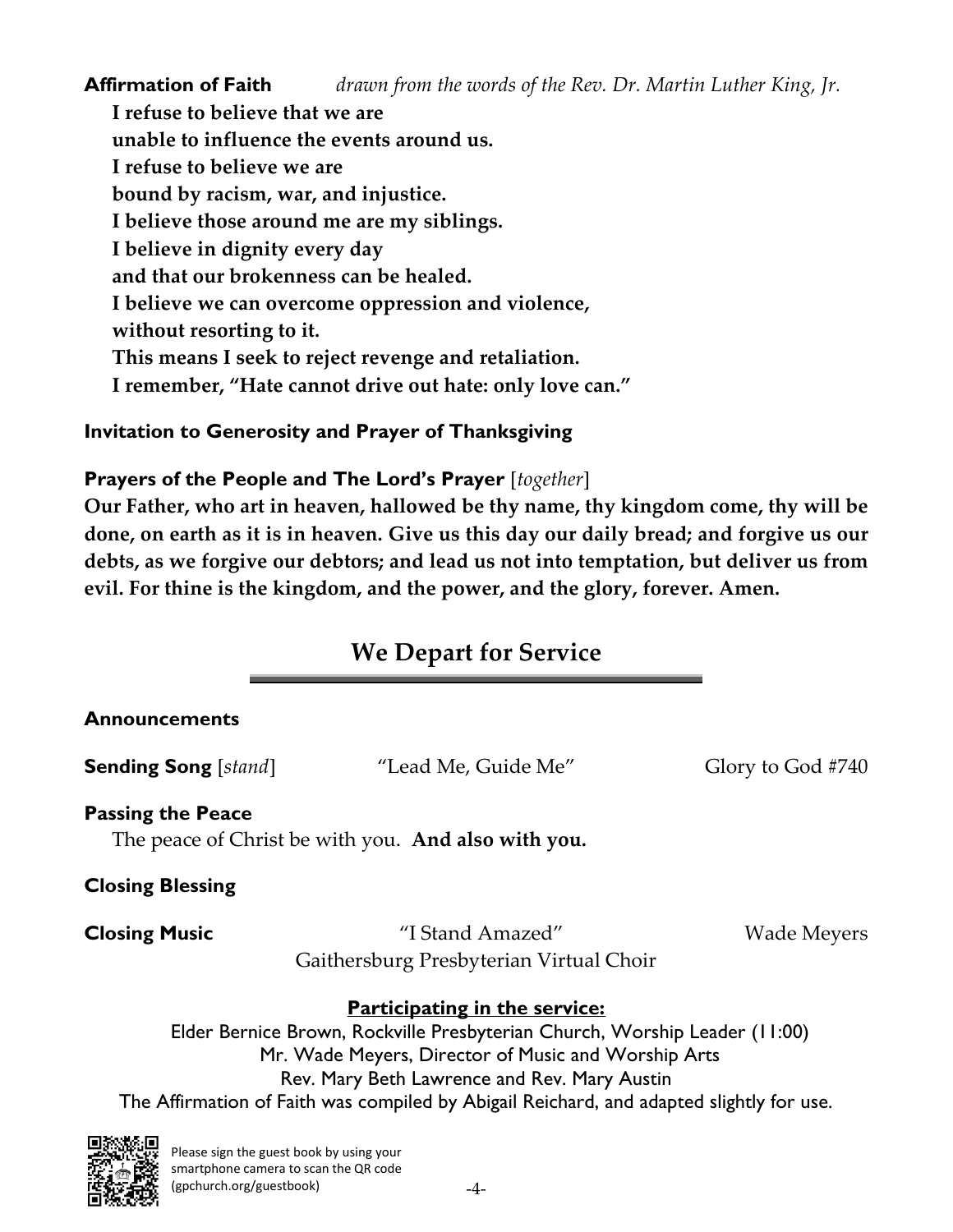**Affirmation of Faith** *drawn from the words of the Rev. Dr. Martin Luther King, Jr.*

**I refuse to believe that we are**
**unable to influence the events around us.**
**I refuse to believe we are**
**bound by racism, war, and injustice.**
**I believe those around me are my siblings.**
**I believe in dignity every day**
**and that our brokenness can be healed.**
**I believe we can overcome oppression and violence,**
**without resorting to it.**
**This means I seek to reject revenge and retaliation.**
**I remember, "Hate cannot drive out hate: only love can."**

**Invitation to Generosity and Prayer of Thanksgiving**

**Prayers of the People and The Lord's Prayer** [*together*]

**Our Father, who art in heaven, hallowed be thy name, thy kingdom come, thy will be done, on earth as it is in heaven. Give us this day our daily bread; and forgive us our debts, as we forgive our debtors; and lead us not into temptation, but deliver us from evil. For thine is the kingdom, and the power, and the glory, forever. Amen.**

## We Depart for Service

**Announcements**

**Sending Song** [*stand*] "Lead Me, Guide Me" Glory to God #740

**Passing the Peace**

The peace of Christ be with you. **And also with you.**

**Closing Blessing**

**Closing Music** "I Stand Amazed" Wade Meyers
Gaithersburg Presbyterian Virtual Choir

**Participating in the service:**

Elder Bernice Brown, Rockville Presbyterian Church, Worship Leader (11:00)
Mr. Wade Meyers, Director of Music and Worship Arts
Rev. Mary Beth Lawrence and Rev. Mary Austin
The Affirmation of Faith was compiled by Abigail Reichard, and adapted slightly for use.

Please sign the guest book by using your smartphone camera to scan the QR code (gpchurch.org/guestbook)